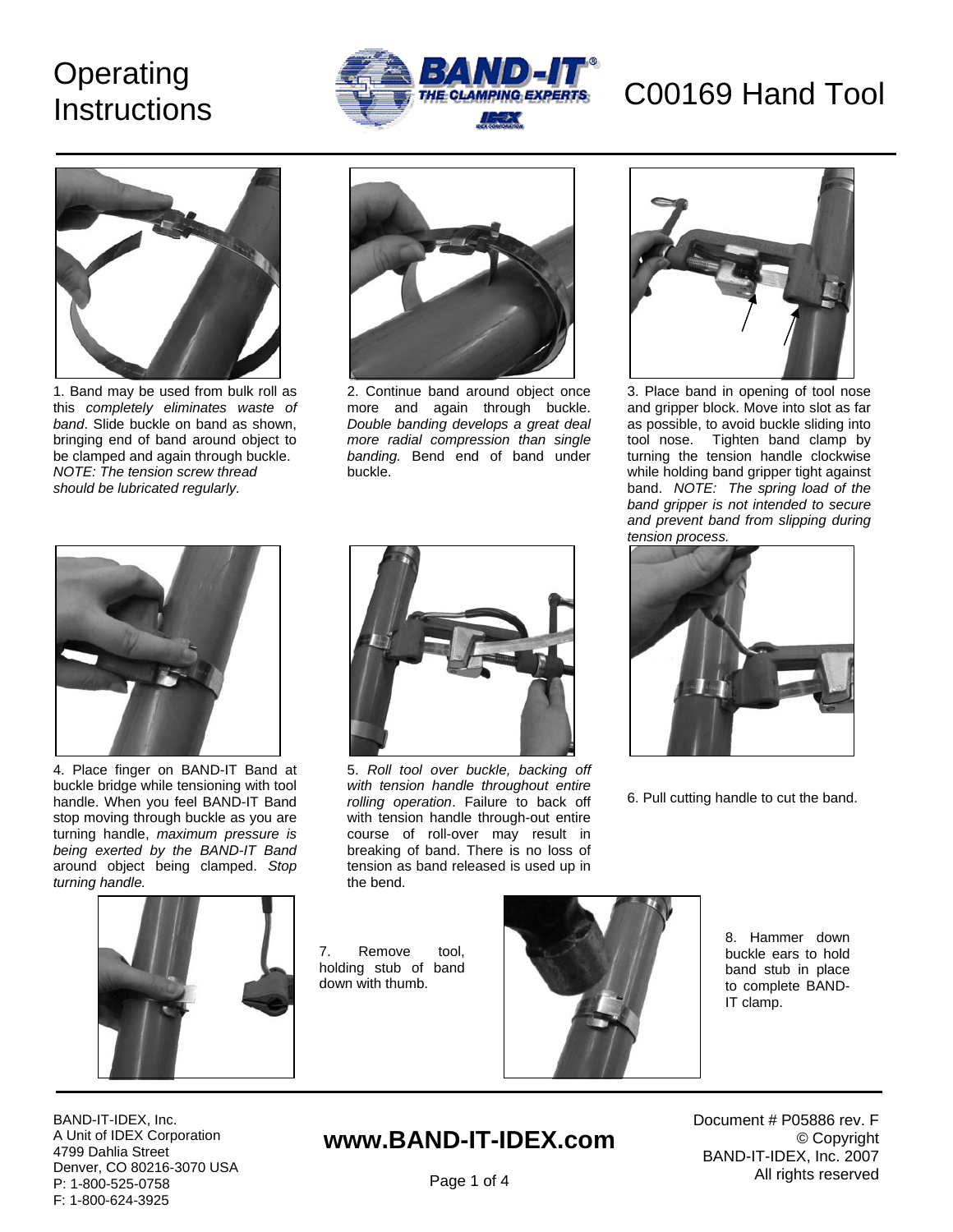# Operating Instructions

# C00169 Hand Tool

1. Band may be used from bulk roll as this *completely eliminates waste of band*. Slide buckle on band as shown, bringing end of band around object to be clamped and again through buckle. *NOTE: The tension screw thread should be lubricated regularly.*

2. Continue band around object once more and again through buckle. *Double banding develops a great deal more radial compression than single banding.* Bend end of band under buckle.

3. Place band in opening of tool nose and gripper block. Move into slot as far as possible, to avoid buckle sliding into tool nose. Tighten band clamp by turning the tension handle clockwise while holding band gripper tight against band. *NOTE: The spring load of the band gripper is not intended to secure and prevent band from slipping during tension process.*

4. Place finger on BAND-IT Band at buckle bridge while tensioning with tool handle. When you feel BAND-IT Band stop moving through buckle as you are turning handle, *maximum pressure is being exerted by the BAND-IT Band* around object being clamped. *Stop turning handle.*

5. *Roll tool over buckle, backing off with tension handle throughout entire rolling operation*. Failure to back off with tension handle through-out entire course of roll-over may result in breaking of band. There is no loss of tension as band released is used up in the bend.

6. Pull cutting handle to cut the band.

7. Remove tool, holding stub of band down with thumb.

8. Hammer down buckle ears to hold band stub in place to complete BAND-IT clamp.

BAND-IT-IDEX, Inc.
A Unit of IDEX Corporation
4799 Dahlia Street
Denver, CO 80216-3070 USA
P: 1-800-525-0758
F: 1-800-624-3925

**www.BAND-IT-IDEX.com**

Document # P05886 rev. F
© Copyright
BAND-IT-IDEX, Inc. 2007
All rights reserved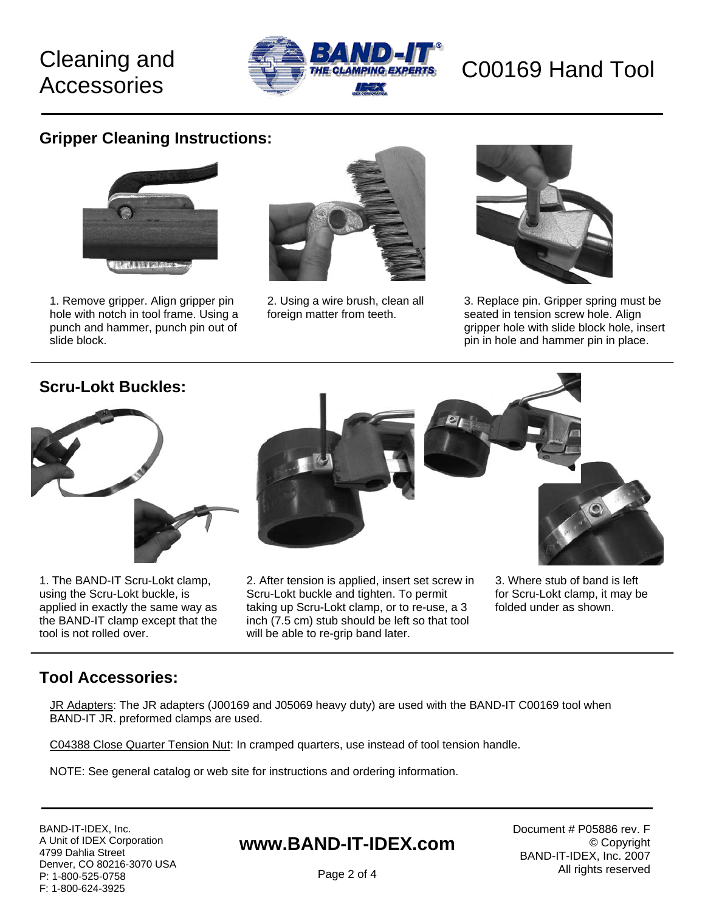# Cleaning and Accessories

# C00169 Hand Tool

## Gripper Cleaning Instructions:

1. Remove gripper. Align gripper pin hole with notch in tool frame. Using a punch and hammer, punch pin out of slide block.

2. Using a wire brush, clean all foreign matter from teeth.

3. Replace pin. Gripper spring must be seated in tension screw hole. Align gripper hole with slide block hole, insert pin in hole and hammer pin in place.

## Scru-Lokt Buckles:

1. The BAND-IT Scru-Lokt clamp, using the Scru-Lokt buckle, is applied in exactly the same way as the BAND-IT clamp except that the tool is not rolled over.

2. After tension is applied, insert set screw in Scru-Lokt buckle and tighten. To permit taking up Scru-Lokt clamp, or to re-use, a 3 inch (7.5 cm) stub should be left so that tool will be able to re-grip band later.

3. Where stub of band is left for Scru-Lokt clamp, it may be folded under as shown.

## Tool Accessories:

JR Adapters: The JR adapters (J00169 and J05069 heavy duty) are used with the BAND-IT C00169 tool when BAND-IT JR. preformed clamps are used.

C04388 Close Quarter Tension Nut: In cramped quarters, use instead of tool tension handle.

NOTE: See general catalog or web site for instructions and ordering information.

BAND-IT-IDEX, Inc.
A Unit of IDEX Corporation
4799 Dahlia Street
Denver, CO 80216-3070 USA
P: 1-800-525-0758
F: 1-800-624-3925

**www.BAND-IT-IDEX.com**

Document # P05886 rev. F
© Copyright
BAND-IT-IDEX, Inc. 2007
All rights reserved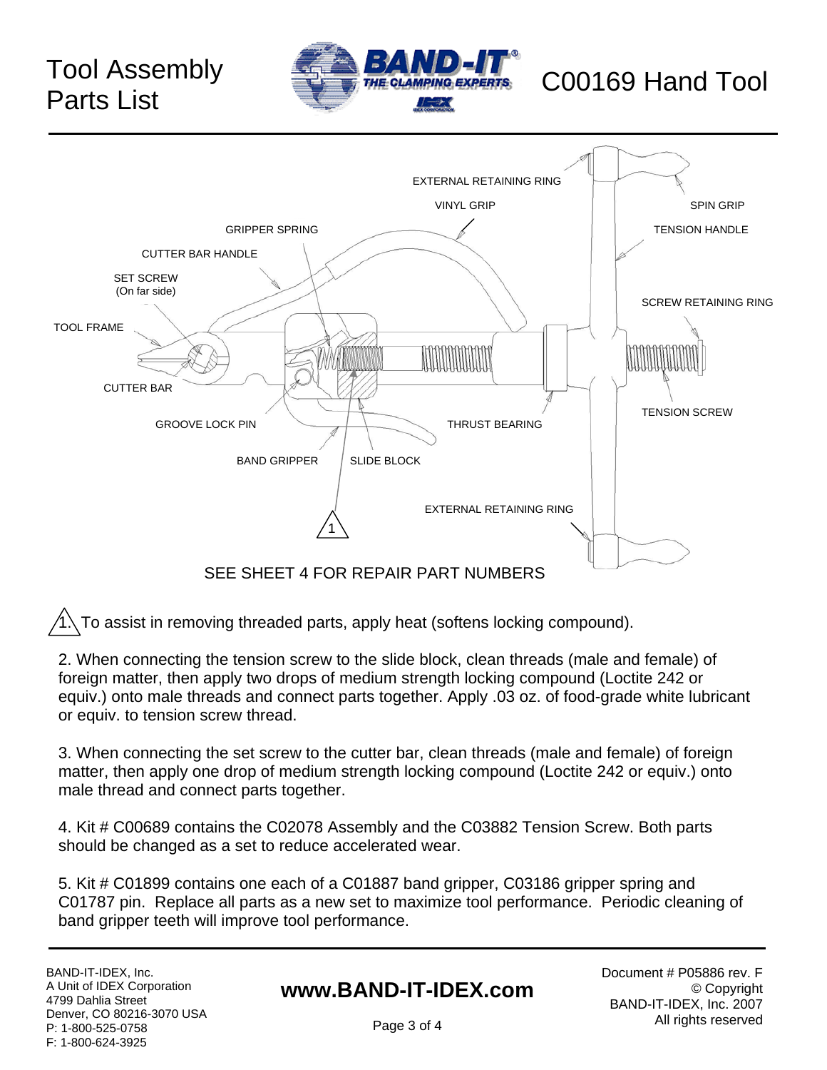# Tool Assembly Parts List

# C00169 Hand Tool

EXTERNAL RETAINING RING

VINYL GRIP

SPIN GRIP

GRIPPER SPRING

TENSION HANDLE

CUTTER BAR HANDLE

SET SCREW (On far side)

SCREW RETAINING RING

TOOL FRAME

CUTTER BAR

TENSION SCREW

GROOVE LOCK PIN

THRUST BEARING

BAND GRIPPER

SLIDE BLOCK

EXTERNAL RETAINING RING

SEE SHEET 4 FOR REPAIR PART NUMBERS

1. To assist in removing threaded parts, apply heat (softens locking compound).

2. When connecting the tension screw to the slide block, clean threads (male and female) of foreign matter, then apply two drops of medium strength locking compound (Loctite 242 or equiv.) onto male threads and connect parts together. Apply .03 oz. of food-grade white lubricant or equiv. to tension screw thread.

3. When connecting the set screw to the cutter bar, clean threads (male and female) of foreign matter, then apply one drop of medium strength locking compound (Loctite 242 or equiv.) onto male thread and connect parts together.

4. Kit # C00689 contains the C02078 Assembly and the C03882 Tension Screw. Both parts should be changed as a set to reduce accelerated wear.

5. Kit # C01899 contains one each of a C01887 band gripper, C03186 gripper spring and C01787 pin. Replace all parts as a new set to maximize tool performance. Periodic cleaning of band gripper teeth will improve tool performance.

BAND-IT-IDEX, Inc.
A Unit of IDEX Corporation
4799 Dahlia Street
Denver, CO 80216-3070 USA
P: 1-800-525-0758
F: 1-800-624-3925

**www.BAND-IT-IDEX.com**

Document # P05886 rev. F
© Copyright
BAND-IT-IDEX, Inc. 2007
All rights reserved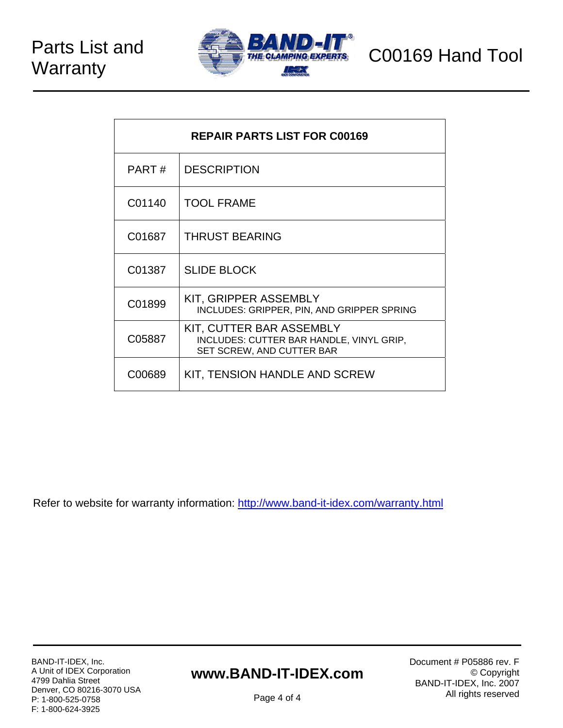# Parts List and Warranty

## C00169 Hand Tool

| REPAIR PARTS LIST FOR C00169 | |
|---|---|
| PART # | DESCRIPTION |
| C01140 | TOOL FRAME |
| C01687 | THRUST BEARING |
| C01387 | SLIDE BLOCK |
| C01899 | KIT, GRIPPER ASSEMBLY<br>INCLUDES: GRIPPER, PIN, AND GRIPPER SPRING |
| C05887 | KIT, CUTTER BAR ASSEMBLY<br>INCLUDES: CUTTER BAR HANDLE, VINYL GRIP, SET SCREW, AND CUTTER BAR |
| C00689 | KIT, TENSION HANDLE AND SCREW |

Refer to website for warranty information: http://www.band-it-idex.com/warranty.html

BAND-IT-IDEX, Inc.
A Unit of IDEX Corporation
4799 Dahlia Street
Denver, CO 80216-3070 USA
P: 1-800-525-0758
F: 1-800-624-3925

**www.BAND-IT-IDEX.com**

Document # P05886 rev. F
© Copyright
BAND-IT-IDEX, Inc. 2007
All rights reserved